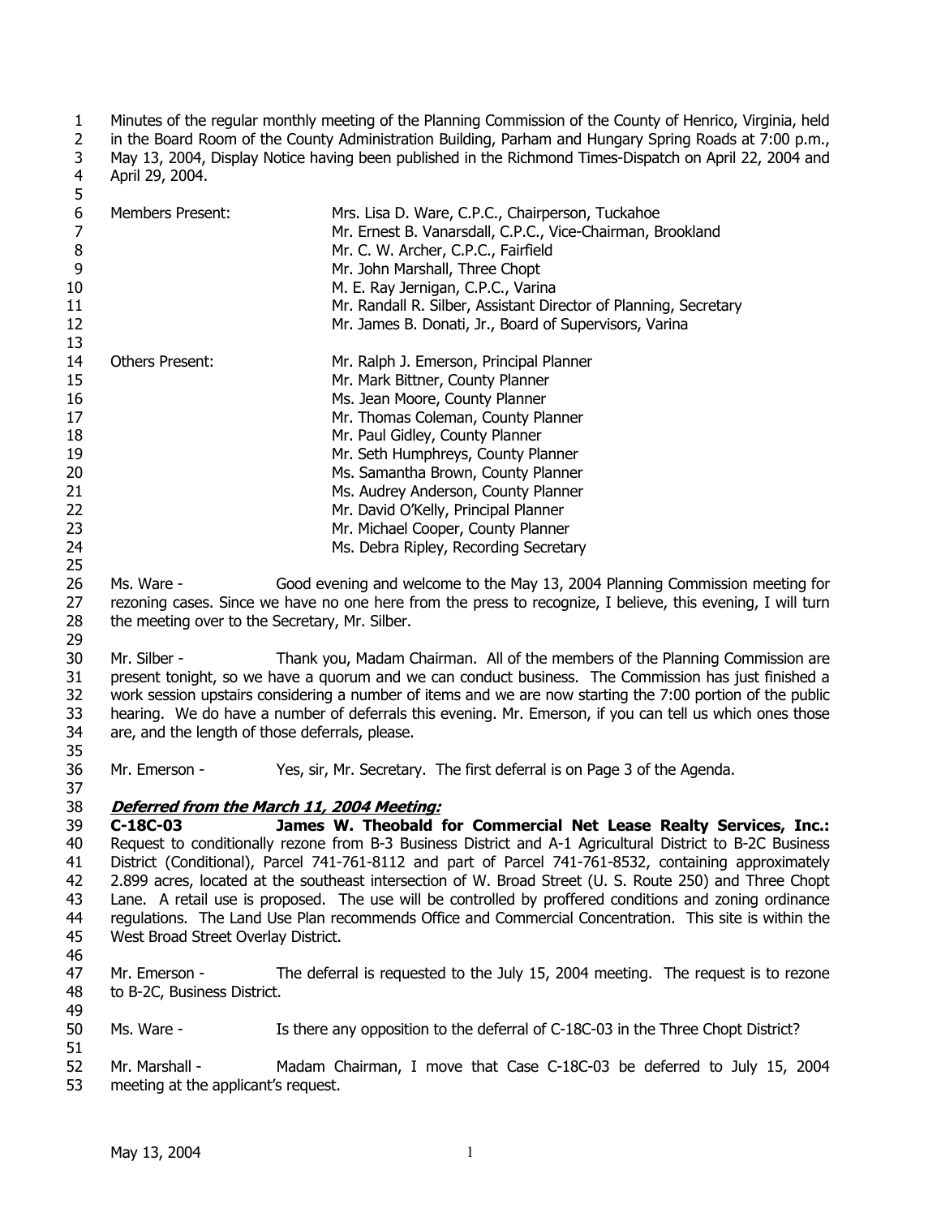Minutes of the regular monthly meeting of the Planning Commission of the County of Henrico, Virginia, held in the Board Room of the County Administration Building, Parham and Hungary Spring Roads at 7:00 p.m., May 13, 2004, Display Notice having been published in the Richmond Times-Dispatch on April 22, 2004 and April 29, 2004.

| | |
|---|---|
| Members Present: | Mrs. Lisa D. Ware, C.P.C., Chairperson, Tuckahoe |
| | Mr. Ernest B. Vanarsdall, C.P.C., Vice-Chairman, Brookland |
| | Mr. C. W. Archer, C.P.C., Fairfield |
| | Mr. John Marshall, Three Chopt |
| | M. E. Ray Jernigan, C.P.C., Varina |
| | Mr. Randall R. Silber, Assistant Director of Planning, Secretary |
| | Mr. James B. Donati, Jr., Board of Supervisors, Varina |
| Others Present: | Mr. Ralph J. Emerson, Principal Planner |
| | Mr. Mark Bittner, County Planner |
| | Ms. Jean Moore, County Planner |
| | Mr. Thomas Coleman, County Planner |
| | Mr. Paul Gidley, County Planner |
| | Mr. Seth Humphreys, County Planner |
| | Ms. Samantha Brown, County Planner |
| | Ms. Audrey Anderson, County Planner |
| | Mr. David O'Kelly, Principal Planner |
| | Mr. Michael Cooper, County Planner |
| | Ms. Debra Ripley, Recording Secretary |

Ms. Ware - Good evening and welcome to the May 13, 2004 Planning Commission meeting for rezoning cases. Since we have no one here from the press to recognize, I believe, this evening, I will turn the meeting over to the Secretary, Mr. Silber.

Mr. Silber - Thank you, Madam Chairman. All of the members of the Planning Commission are present tonight, so we have a quorum and we can conduct business. The Commission has just finished a work session upstairs considering a number of items and we are now starting the 7:00 portion of the public hearing. We do have a number of deferrals this evening. Mr. Emerson, if you can tell us which ones those are, and the length of those deferrals, please.

Mr. Emerson - Yes, sir, Mr. Secretary. The first deferral is on Page 3 of the Agenda.

***Deferred from the March 11, 2004 Meeting:***

**C-18C-03 James W. Theobald for Commercial Net Lease Realty Services, Inc.:** Request to conditionally rezone from B-3 Business District and A-1 Agricultural District to B-2C Business District (Conditional), Parcel 741-761-8112 and part of Parcel 741-761-8532, containing approximately 2.899 acres, located at the southeast intersection of W. Broad Street (U. S. Route 250) and Three Chopt Lane. A retail use is proposed. The use will be controlled by proffered conditions and zoning ordinance regulations. The Land Use Plan recommends Office and Commercial Concentration. This site is within the West Broad Street Overlay District.

Mr. Emerson - The deferral is requested to the July 15, 2004 meeting. The request is to rezone to B-2C, Business District.

Ms. Ware - Is there any opposition to the deferral of C-18C-03 in the Three Chopt District?

Mr. Marshall - Madam Chairman, I move that Case C-18C-03 be deferred to July 15, 2004 meeting at the applicant's request.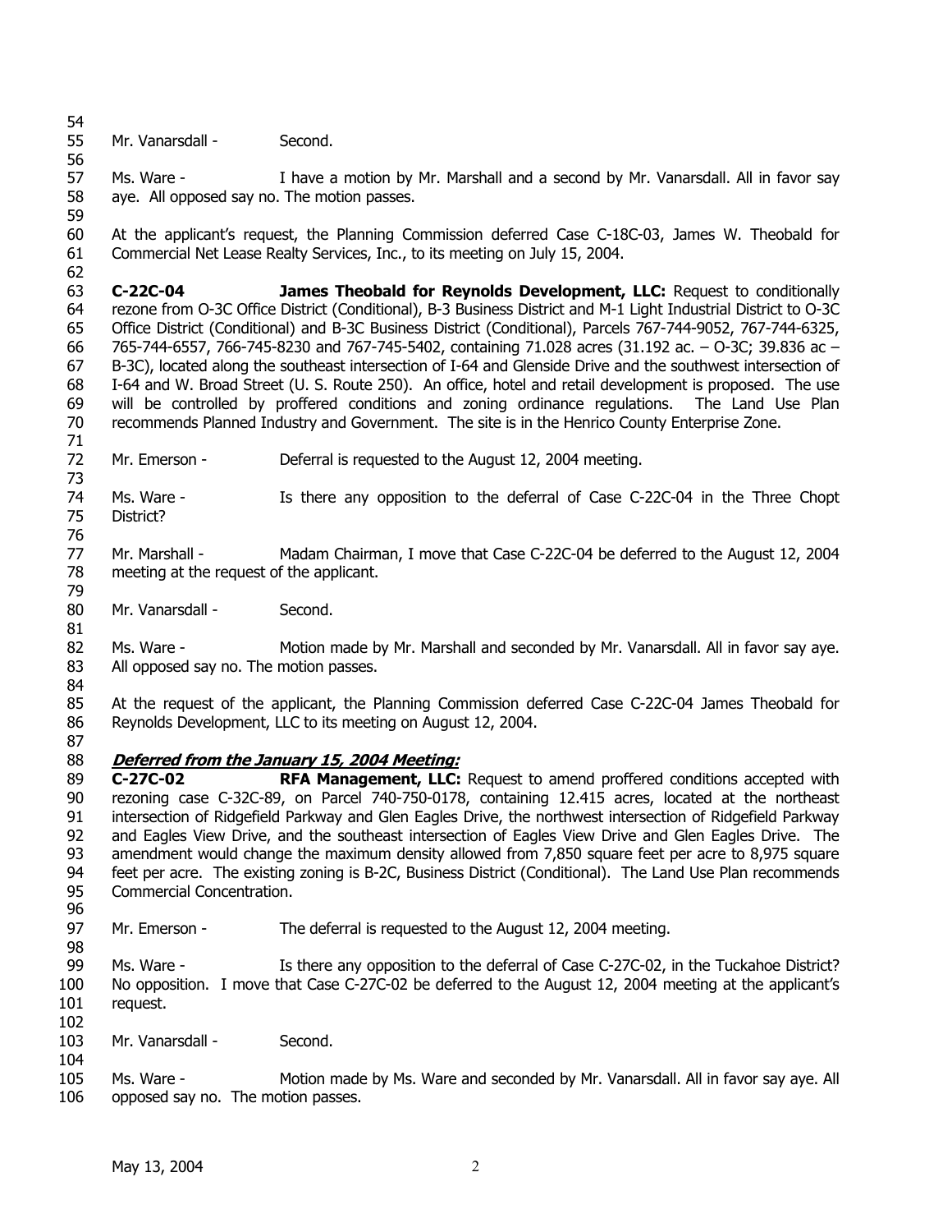Mr. Vanarsdall - Second.

Ms. Ware - I have a motion by Mr. Marshall and a second by Mr. Vanarsdall. All in favor say aye. All opposed say no. The motion passes.

At the applicant's request, the Planning Commission deferred Case C-18C-03, James W. Theobald for Commercial Net Lease Realty Services, Inc., to its meeting on July 15, 2004.

**C-22C-04 James Theobald for Reynolds Development, LLC:** Request to conditionally rezone from O-3C Office District (Conditional), B-3 Business District and M-1 Light Industrial District to O-3C Office District (Conditional) and B-3C Business District (Conditional), Parcels 767-744-9052, 767-744-6325, 765-744-6557, 766-745-8230 and 767-745-5402, containing 71.028 acres (31.192 ac. – O-3C; 39.836 ac – B-3C), located along the southeast intersection of I-64 and Glenside Drive and the southwest intersection of I-64 and W. Broad Street (U. S. Route 250). An office, hotel and retail development is proposed. The use will be controlled by proffered conditions and zoning ordinance regulations. The Land Use Plan recommends Planned Industry and Government. The site is in the Henrico County Enterprise Zone.

Mr. Emerson - Deferral is requested to the August 12, 2004 meeting.

Ms. Ware - Is there any opposition to the deferral of Case C-22C-04 in the Three Chopt District?

Mr. Marshall - Madam Chairman, I move that Case C-22C-04 be deferred to the August 12, 2004 meeting at the request of the applicant.

Mr. Vanarsdall - Second.

Ms. Ware - Motion made by Mr. Marshall and seconded by Mr. Vanarsdall. All in favor say aye. All opposed say no. The motion passes.

At the request of the applicant, the Planning Commission deferred Case C-22C-04 James Theobald for Reynolds Development, LLC to its meeting on August 12, 2004.

***Deferred from the January 15, 2004 Meeting:***

**C-27C-02 RFA Management, LLC:** Request to amend proffered conditions accepted with rezoning case C-32C-89, on Parcel 740-750-0178, containing 12.415 acres, located at the northeast intersection of Ridgefield Parkway and Glen Eagles Drive, the northwest intersection of Ridgefield Parkway and Eagles View Drive, and the southeast intersection of Eagles View Drive and Glen Eagles Drive. The amendment would change the maximum density allowed from 7,850 square feet per acre to 8,975 square feet per acre. The existing zoning is B-2C, Business District (Conditional). The Land Use Plan recommends Commercial Concentration.

Mr. Emerson - The deferral is requested to the August 12, 2004 meeting.

Ms. Ware - Is there any opposition to the deferral of Case C-27C-02, in the Tuckahoe District? No opposition. I move that Case C-27C-02 be deferred to the August 12, 2004 meeting at the applicant's request.

Mr. Vanarsdall - Second.

Ms. Ware - Motion made by Ms. Ware and seconded by Mr. Vanarsdall. All in favor say aye. All opposed say no. The motion passes.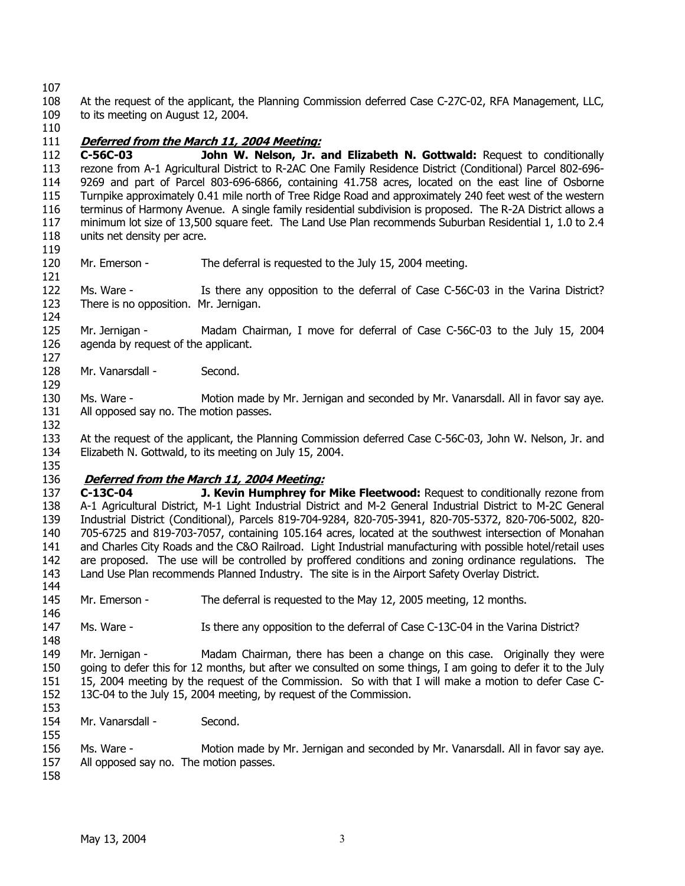At the request of the applicant, the Planning Commission deferred Case C-27C-02, RFA Management, LLC, to its meeting on August 12, 2004.

***Deferred from the March 11, 2004 Meeting:***

**C-56C-03 John W. Nelson, Jr. and Elizabeth N. Gottwald:** Request to conditionally rezone from A-1 Agricultural District to R-2AC One Family Residence District (Conditional) Parcel 802-696-9269 and part of Parcel 803-696-6866, containing 41.758 acres, located on the east line of Osborne Turnpike approximately 0.41 mile north of Tree Ridge Road and approximately 240 feet west of the western terminus of Harmony Avenue. A single family residential subdivision is proposed. The R-2A District allows a minimum lot size of 13,500 square feet. The Land Use Plan recommends Suburban Residential 1, 1.0 to 2.4 units net density per acre.

Mr. Emerson - The deferral is requested to the July 15, 2004 meeting.

Ms. Ware - Is there any opposition to the deferral of Case C-56C-03 in the Varina District? There is no opposition. Mr. Jernigan.

Mr. Jernigan - Madam Chairman, I move for deferral of Case C-56C-03 to the July 15, 2004 agenda by request of the applicant.

Mr. Vanarsdall - Second.

Ms. Ware - Motion made by Mr. Jernigan and seconded by Mr. Vanarsdall. All in favor say aye. All opposed say no. The motion passes.

At the request of the applicant, the Planning Commission deferred Case C-56C-03, John W. Nelson, Jr. and Elizabeth N. Gottwald, to its meeting on July 15, 2004.

***Deferred from the March 11, 2004 Meeting:***

**C-13C-04 J. Kevin Humphrey for Mike Fleetwood:** Request to conditionally rezone from A-1 Agricultural District, M-1 Light Industrial District and M-2 General Industrial District to M-2C General Industrial District (Conditional), Parcels 819-704-9284, 820-705-3941, 820-705-5372, 820-706-5002, 820-705-6725 and 819-703-7057, containing 105.164 acres, located at the southwest intersection of Monahan and Charles City Roads and the C&O Railroad. Light Industrial manufacturing with possible hotel/retail uses are proposed. The use will be controlled by proffered conditions and zoning ordinance regulations. The Land Use Plan recommends Planned Industry. The site is in the Airport Safety Overlay District.

Mr. Emerson - The deferral is requested to the May 12, 2005 meeting, 12 months.

Ms. Ware - Is there any opposition to the deferral of Case C-13C-04 in the Varina District?

Mr. Jernigan - Madam Chairman, there has been a change on this case. Originally they were going to defer this for 12 months, but after we consulted on some things, I am going to defer it to the July 15, 2004 meeting by the request of the Commission. So with that I will make a motion to defer Case C-13C-04 to the July 15, 2004 meeting, by request of the Commission.

Mr. Vanarsdall - Second.

Ms. Ware - Motion made by Mr. Jernigan and seconded by Mr. Vanarsdall. All in favor say aye. All opposed say no. The motion passes.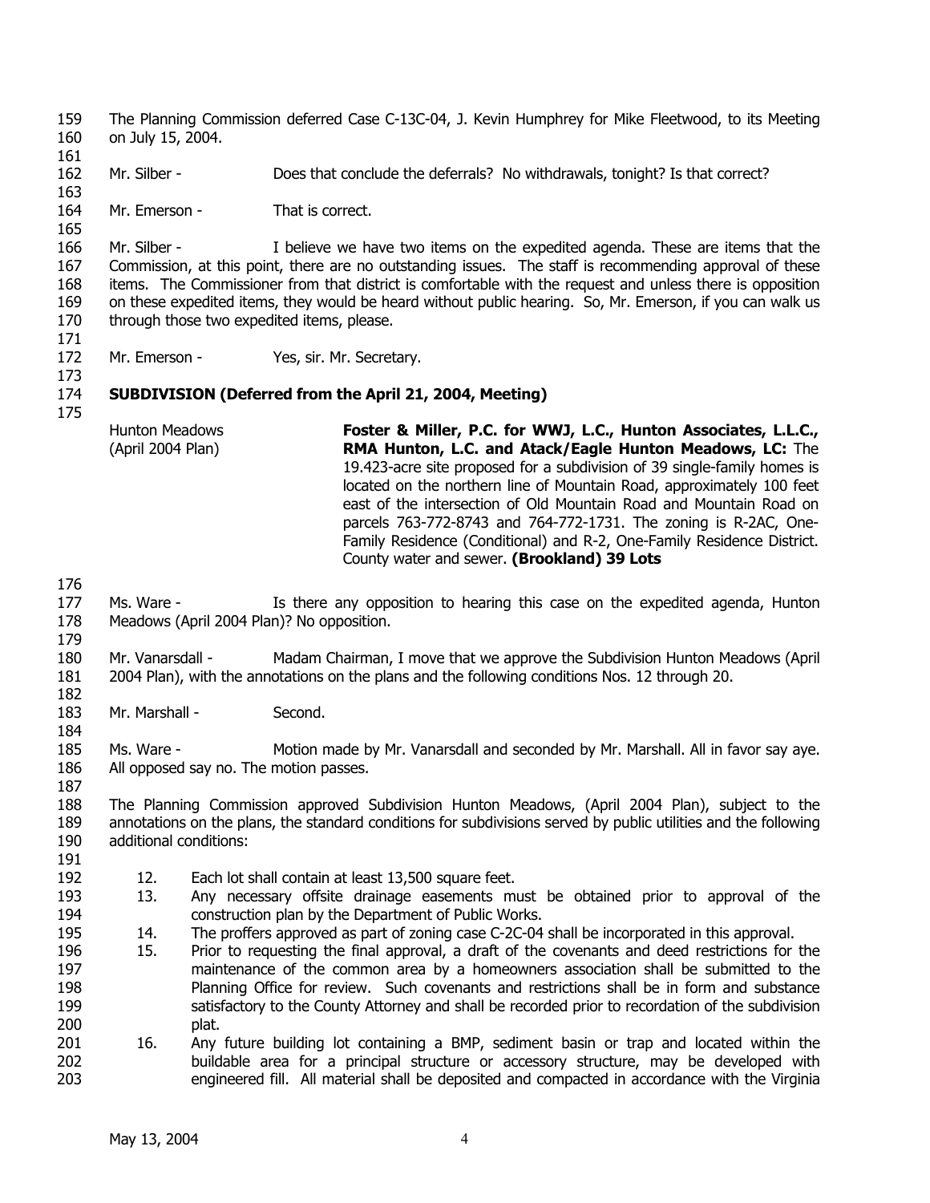The Planning Commission deferred Case C-13C-04, J. Kevin Humphrey for Mike Fleetwood, to its Meeting on July 15, 2004.

Mr. Silber - Does that conclude the deferrals? No withdrawals, tonight? Is that correct?

Mr. Emerson - That is correct.

Mr. Silber - I believe we have two items on the expedited agenda. These are items that the Commission, at this point, there are no outstanding issues. The staff is recommending approval of these items. The Commissioner from that district is comfortable with the request and unless there is opposition on these expedited items, they would be heard without public hearing. So, Mr. Emerson, if you can walk us through those two expedited items, please.

Mr. Emerson - Yes, sir. Mr. Secretary.

**SUBDIVISION (Deferred from the April 21, 2004, Meeting)**

Hunton Meadows (April 2004 Plan)

**Foster & Miller, P.C. for WWJ, L.C., Hunton Associates, L.L.C., RMA Hunton, L.C. and Atack/Eagle Hunton Meadows, LC:** The 19.423-acre site proposed for a subdivision of 39 single-family homes is located on the northern line of Mountain Road, approximately 100 feet east of the intersection of Old Mountain Road and Mountain Road on parcels 763-772-8743 and 764-772-1731. The zoning is R-2AC, One-Family Residence (Conditional) and R-2, One-Family Residence District. County water and sewer. **(Brookland) 39 Lots**

Ms. Ware - Is there any opposition to hearing this case on the expedited agenda, Hunton Meadows (April 2004 Plan)? No opposition.

Mr. Vanarsdall - Madam Chairman, I move that we approve the Subdivision Hunton Meadows (April 2004 Plan), with the annotations on the plans and the following conditions Nos. 12 through 20.

Mr. Marshall - Second.

Ms. Ware - Motion made by Mr. Vanarsdall and seconded by Mr. Marshall. All in favor say aye. All opposed say no. The motion passes.

The Planning Commission approved Subdivision Hunton Meadows, (April 2004 Plan), subject to the annotations on the plans, the standard conditions for subdivisions served by public utilities and the following additional conditions:

12. Each lot shall contain at least 13,500 square feet.
13. Any necessary offsite drainage easements must be obtained prior to approval of the construction plan by the Department of Public Works.
14. The proffers approved as part of zoning case C-2C-04 shall be incorporated in this approval.
15. Prior to requesting the final approval, a draft of the covenants and deed restrictions for the maintenance of the common area by a homeowners association shall be submitted to the Planning Office for review. Such covenants and restrictions shall be in form and substance satisfactory to the County Attorney and shall be recorded prior to recordation of the subdivision plat.
16. Any future building lot containing a BMP, sediment basin or trap and located within the buildable area for a principal structure or accessory structure, may be developed with engineered fill. All material shall be deposited and compacted in accordance with the Virginia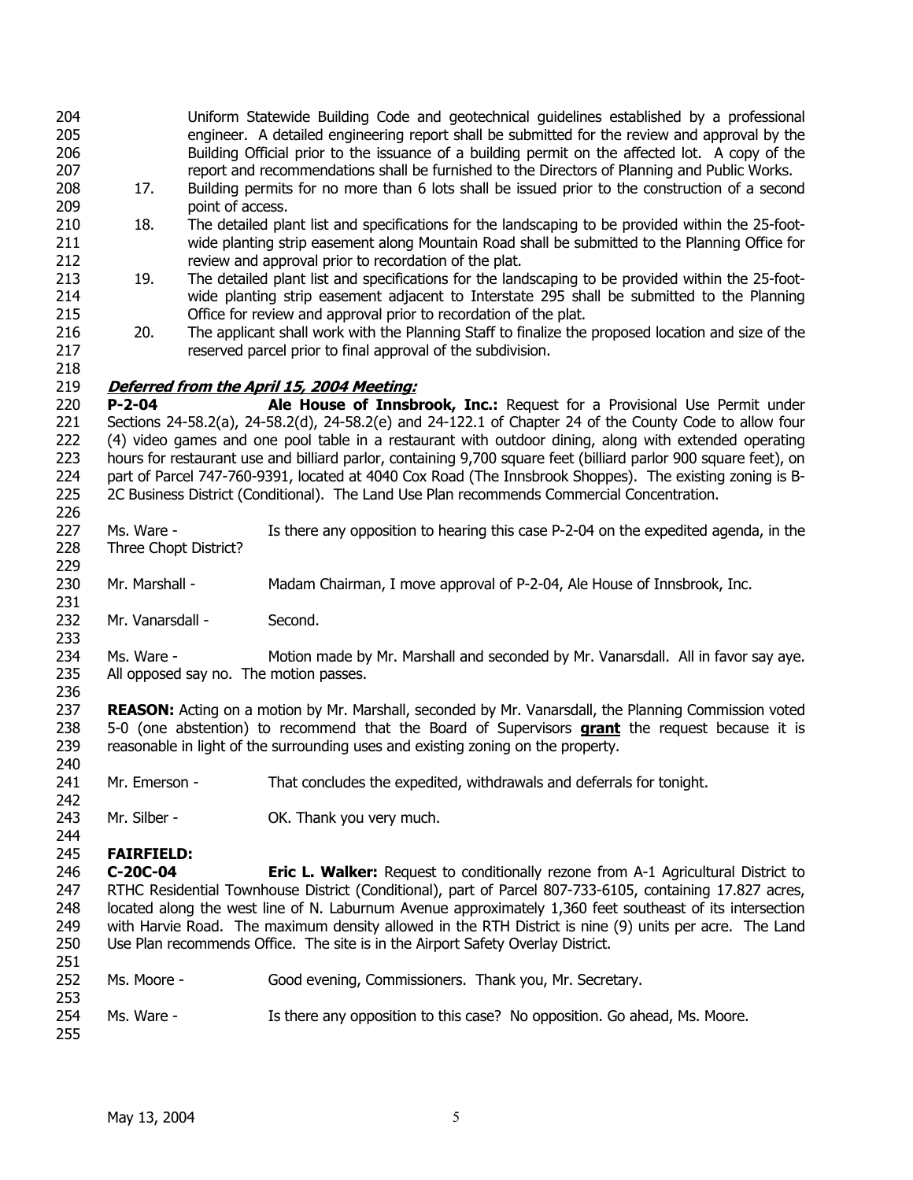Uniform Statewide Building Code and geotechnical guidelines established by a professional engineer. A detailed engineering report shall be submitted for the review and approval by the Building Official prior to the issuance of a building permit on the affected lot. A copy of the report and recommendations shall be furnished to the Directors of Planning and Public Works.

17. Building permits for no more than 6 lots shall be issued prior to the construction of a second point of access.
18. The detailed plant list and specifications for the landscaping to be provided within the 25-foot-wide planting strip easement along Mountain Road shall be submitted to the Planning Office for review and approval prior to recordation of the plat.
19. The detailed plant list and specifications for the landscaping to be provided within the 25-foot-wide planting strip easement adjacent to Interstate 295 shall be submitted to the Planning Office for review and approval prior to recordation of the plat.
20. The applicant shall work with the Planning Staff to finalize the proposed location and size of the reserved parcel prior to final approval of the subdivision.

***Deferred from the April 15, 2004 Meeting:***

**P-2-04** **Ale House of Innsbrook, Inc.:** Request for a Provisional Use Permit under Sections 24-58.2(a), 24-58.2(d), 24-58.2(e) and 24-122.1 of Chapter 24 of the County Code to allow four (4) video games and one pool table in a restaurant with outdoor dining, along with extended operating hours for restaurant use and billiard parlor, containing 9,700 square feet (billiard parlor 900 square feet), on part of Parcel 747-760-9391, located at 4040 Cox Road (The Innsbrook Shoppes). The existing zoning is B-2C Business District (Conditional). The Land Use Plan recommends Commercial Concentration.

Ms. Ware - Is there any opposition to hearing this case P-2-04 on the expedited agenda, in the Three Chopt District?

Mr. Marshall - Madam Chairman, I move approval of P-2-04, Ale House of Innsbrook, Inc.

Mr. Vanarsdall - Second.

Ms. Ware - Motion made by Mr. Marshall and seconded by Mr. Vanarsdall. All in favor say aye. All opposed say no. The motion passes.

**REASON:** Acting on a motion by Mr. Marshall, seconded by Mr. Vanarsdall, the Planning Commission voted 5-0 (one abstention) to recommend that the Board of Supervisors **grant** the request because it is reasonable in light of the surrounding uses and existing zoning on the property.

Mr. Emerson - That concludes the expedited, withdrawals and deferrals for tonight.

Mr. Silber - OK. Thank you very much.

**FAIRFIELD:**

**C-20C-04** **Eric L. Walker:** Request to conditionally rezone from A-1 Agricultural District to RTHC Residential Townhouse District (Conditional), part of Parcel 807-733-6105, containing 17.827 acres, located along the west line of N. Laburnum Avenue approximately 1,360 feet southeast of its intersection with Harvie Road. The maximum density allowed in the RTH District is nine (9) units per acre. The Land Use Plan recommends Office. The site is in the Airport Safety Overlay District.

Ms. Moore - Good evening, Commissioners. Thank you, Mr. Secretary.

Ms. Ware - Is there any opposition to this case? No opposition. Go ahead, Ms. Moore.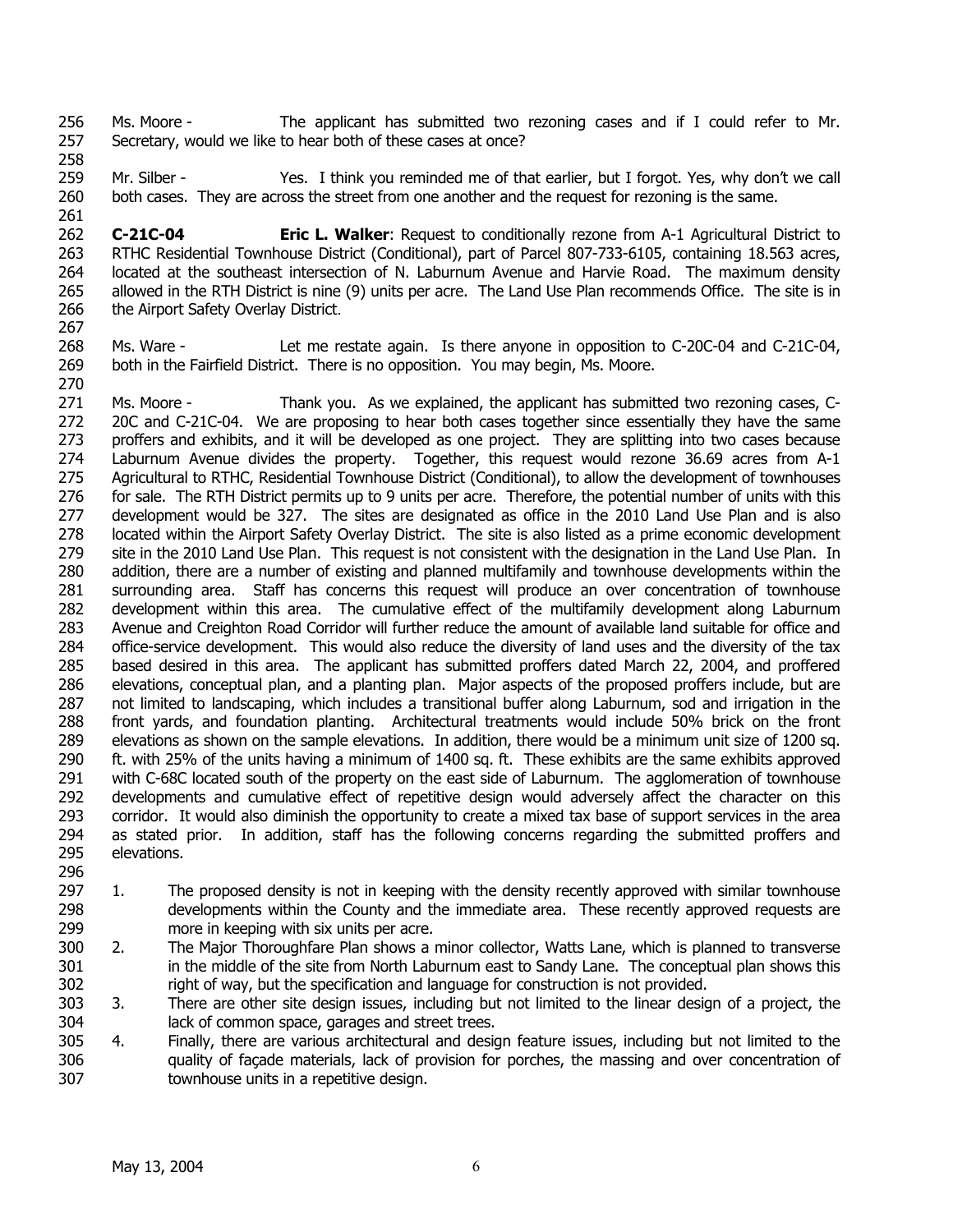Ms. Moore - The applicant has submitted two rezoning cases and if I could refer to Mr. Secretary, would we like to hear both of these cases at once?

Mr. Silber - Yes. I think you reminded me of that earlier, but I forgot. Yes, why don't we call both cases. They are across the street from one another and the request for rezoning is the same.

**C-21C-04** **Eric L. Walker**: Request to conditionally rezone from A-1 Agricultural District to RTHC Residential Townhouse District (Conditional), part of Parcel 807-733-6105, containing 18.563 acres, located at the southeast intersection of N. Laburnum Avenue and Harvie Road. The maximum density allowed in the RTH District is nine (9) units per acre. The Land Use Plan recommends Office. The site is in the Airport Safety Overlay District.

Ms. Ware - Let me restate again. Is there anyone in opposition to C-20C-04 and C-21C-04, both in the Fairfield District. There is no opposition. You may begin, Ms. Moore.

Ms. Moore - Thank you. As we explained, the applicant has submitted two rezoning cases, C-20C and C-21C-04. We are proposing to hear both cases together since essentially they have the same proffers and exhibits, and it will be developed as one project. They are splitting into two cases because Laburnum Avenue divides the property. Together, this request would rezone 36.69 acres from A-1 Agricultural to RTHC, Residential Townhouse District (Conditional), to allow the development of townhouses for sale. The RTH District permits up to 9 units per acre. Therefore, the potential number of units with this development would be 327. The sites are designated as office in the 2010 Land Use Plan and is also located within the Airport Safety Overlay District. The site is also listed as a prime economic development site in the 2010 Land Use Plan. This request is not consistent with the designation in the Land Use Plan. In addition, there are a number of existing and planned multifamily and townhouse developments within the surrounding area. Staff has concerns this request will produce an over concentration of townhouse development within this area. The cumulative effect of the multifamily development along Laburnum Avenue and Creighton Road Corridor will further reduce the amount of available land suitable for office and office-service development. This would also reduce the diversity of land uses and the diversity of the tax based desired in this area. The applicant has submitted proffers dated March 22, 2004, and proffered elevations, conceptual plan, and a planting plan. Major aspects of the proposed proffers include, but are not limited to landscaping, which includes a transitional buffer along Laburnum, sod and irrigation in the front yards, and foundation planting. Architectural treatments would include 50% brick on the front elevations as shown on the sample elevations. In addition, there would be a minimum unit size of 1200 sq. ft. with 25% of the units having a minimum of 1400 sq. ft. These exhibits are the same exhibits approved with C-68C located south of the property on the east side of Laburnum. The agglomeration of townhouse developments and cumulative effect of repetitive design would adversely affect the character on this corridor. It would also diminish the opportunity to create a mixed tax base of support services in the area as stated prior. In addition, staff has the following concerns regarding the submitted proffers and elevations.

1. The proposed density is not in keeping with the density recently approved with similar townhouse developments within the County and the immediate area. These recently approved requests are more in keeping with six units per acre.
2. The Major Thoroughfare Plan shows a minor collector, Watts Lane, which is planned to transverse in the middle of the site from North Laburnum east to Sandy Lane. The conceptual plan shows this right of way, but the specification and language for construction is not provided.
3. There are other site design issues, including but not limited to the linear design of a project, the lack of common space, garages and street trees.
4. Finally, there are various architectural and design feature issues, including but not limited to the quality of façade materials, lack of provision for porches, the massing and over concentration of townhouse units in a repetitive design.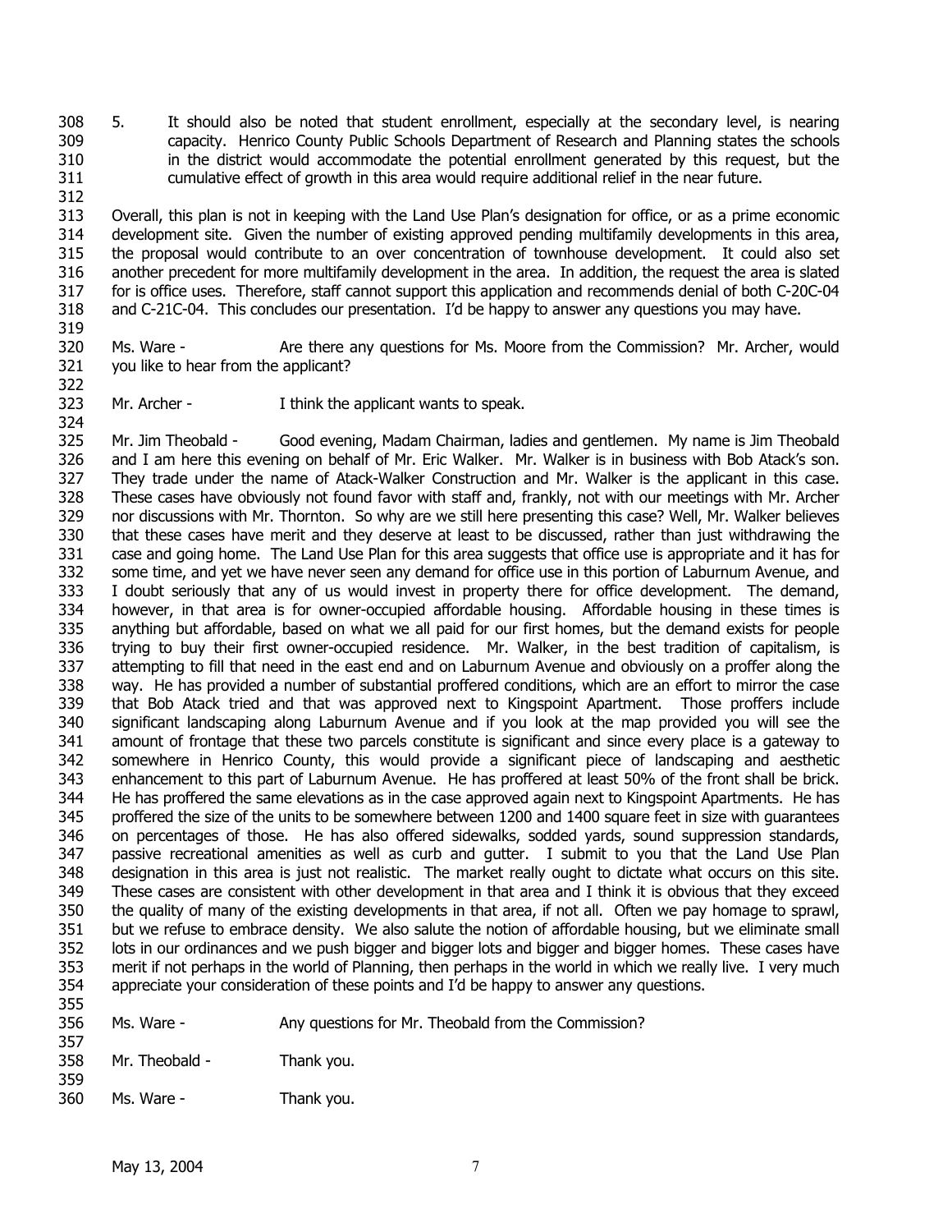5. It should also be noted that student enrollment, especially at the secondary level, is nearing capacity. Henrico County Public Schools Department of Research and Planning states the schools in the district would accommodate the potential enrollment generated by this request, but the cumulative effect of growth in this area would require additional relief in the near future.

Overall, this plan is not in keeping with the Land Use Plan's designation for office, or as a prime economic development site. Given the number of existing approved pending multifamily developments in this area, the proposal would contribute to an over concentration of townhouse development. It could also set another precedent for more multifamily development in the area. In addition, the request the area is slated for is office uses. Therefore, staff cannot support this application and recommends denial of both C-20C-04 and C-21C-04. This concludes our presentation. I'd be happy to answer any questions you may have.

Ms. Ware - Are there any questions for Ms. Moore from the Commission? Mr. Archer, would you like to hear from the applicant?

Mr. Archer - I think the applicant wants to speak.

Mr. Jim Theobald - Good evening, Madam Chairman, ladies and gentlemen. My name is Jim Theobald and I am here this evening on behalf of Mr. Eric Walker. Mr. Walker is in business with Bob Atack's son. They trade under the name of Atack-Walker Construction and Mr. Walker is the applicant in this case. These cases have obviously not found favor with staff and, frankly, not with our meetings with Mr. Archer nor discussions with Mr. Thornton. So why are we still here presenting this case? Well, Mr. Walker believes that these cases have merit and they deserve at least to be discussed, rather than just withdrawing the case and going home. The Land Use Plan for this area suggests that office use is appropriate and it has for some time, and yet we have never seen any demand for office use in this portion of Laburnum Avenue, and I doubt seriously that any of us would invest in property there for office development. The demand, however, in that area is for owner-occupied affordable housing. Affordable housing in these times is anything but affordable, based on what we all paid for our first homes, but the demand exists for people trying to buy their first owner-occupied residence. Mr. Walker, in the best tradition of capitalism, is attempting to fill that need in the east end and on Laburnum Avenue and obviously on a proffer along the way. He has provided a number of substantial proffered conditions, which are an effort to mirror the case that Bob Atack tried and that was approved next to Kingspoint Apartment. Those proffers include significant landscaping along Laburnum Avenue and if you look at the map provided you will see the amount of frontage that these two parcels constitute is significant and since every place is a gateway to somewhere in Henrico County, this would provide a significant piece of landscaping and aesthetic enhancement to this part of Laburnum Avenue. He has proffered at least 50% of the front shall be brick. He has proffered the same elevations as in the case approved again next to Kingspoint Apartments. He has proffered the size of the units to be somewhere between 1200 and 1400 square feet in size with guarantees on percentages of those. He has also offered sidewalks, sodded yards, sound suppression standards, passive recreational amenities as well as curb and gutter. I submit to you that the Land Use Plan designation in this area is just not realistic. The market really ought to dictate what occurs on this site. These cases are consistent with other development in that area and I think it is obvious that they exceed the quality of many of the existing developments in that area, if not all. Often we pay homage to sprawl, but we refuse to embrace density. We also salute the notion of affordable housing, but we eliminate small lots in our ordinances and we push bigger and bigger lots and bigger and bigger homes. These cases have merit if not perhaps in the world of Planning, then perhaps in the world in which we really live. I very much appreciate your consideration of these points and I'd be happy to answer any questions.

Ms. Ware - Any questions for Mr. Theobald from the Commission?

Mr. Theobald - Thank you.

Ms. Ware - Thank you.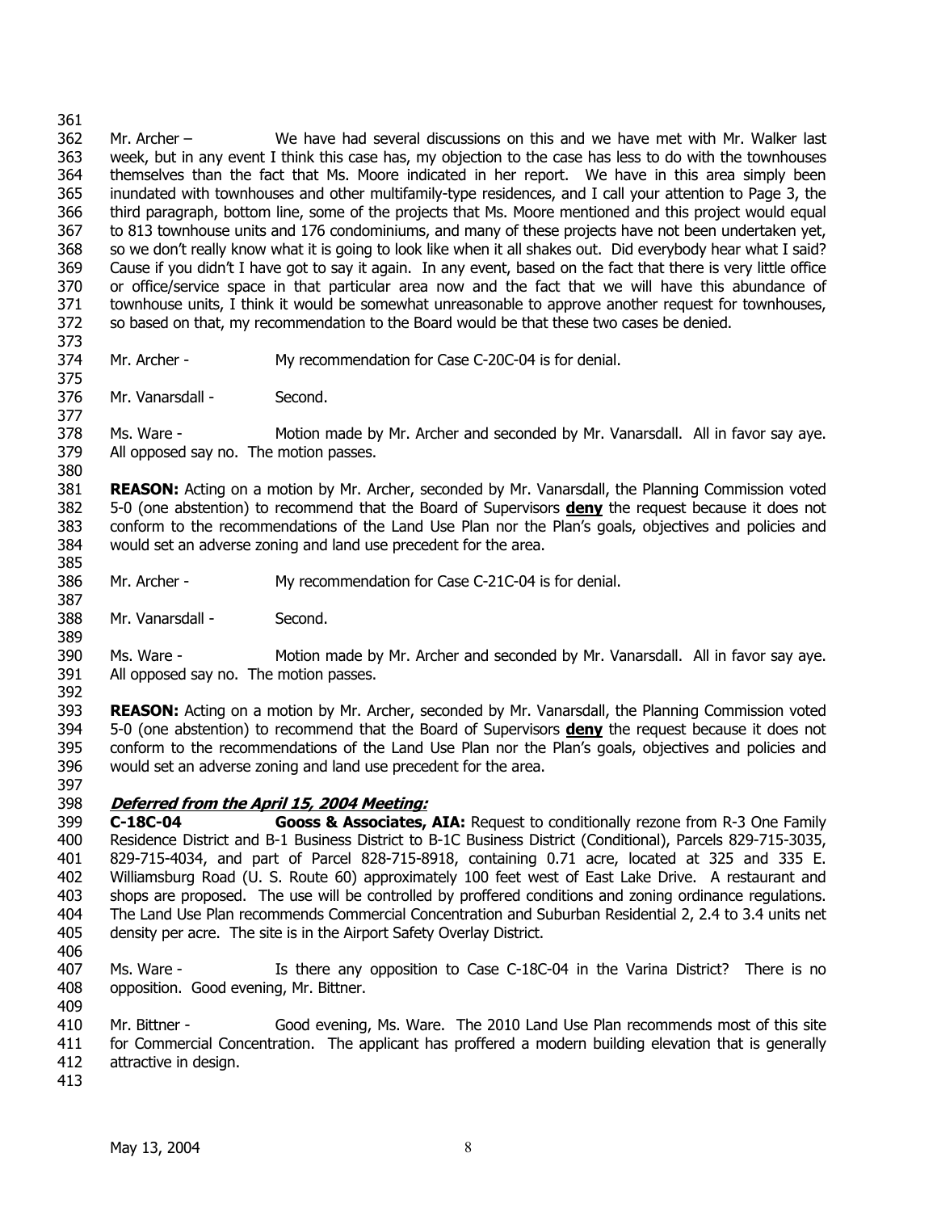Mr. Archer – We have had several discussions on this and we have met with Mr. Walker last week, but in any event I think this case has, my objection to the case has less to do with the townhouses themselves than the fact that Ms. Moore indicated in her report. We have in this area simply been inundated with townhouses and other multifamily-type residences, and I call your attention to Page 3, the third paragraph, bottom line, some of the projects that Ms. Moore mentioned and this project would equal to 813 townhouse units and 176 condominiums, and many of these projects have not been undertaken yet, so we don't really know what it is going to look like when it all shakes out. Did everybody hear what I said? Cause if you didn't I have got to say it again. In any event, based on the fact that there is very little office or office/service space in that particular area now and the fact that we will have this abundance of townhouse units, I think it would be somewhat unreasonable to approve another request for townhouses, so based on that, my recommendation to the Board would be that these two cases be denied.

Mr. Archer - My recommendation for Case C-20C-04 is for denial.

Mr. Vanarsdall - Second.

Ms. Ware - Motion made by Mr. Archer and seconded by Mr. Vanarsdall. All in favor say aye. All opposed say no. The motion passes.

**REASON:** Acting on a motion by Mr. Archer, seconded by Mr. Vanarsdall, the Planning Commission voted 5-0 (one abstention) to recommend that the Board of Supervisors **deny** the request because it does not conform to the recommendations of the Land Use Plan nor the Plan's goals, objectives and policies and would set an adverse zoning and land use precedent for the area.

Mr. Archer - My recommendation for Case C-21C-04 is for denial.

Mr. Vanarsdall - Second.

Ms. Ware - Motion made by Mr. Archer and seconded by Mr. Vanarsdall. All in favor say aye. All opposed say no. The motion passes.

**REASON:** Acting on a motion by Mr. Archer, seconded by Mr. Vanarsdall, the Planning Commission voted 5-0 (one abstention) to recommend that the Board of Supervisors **deny** the request because it does not conform to the recommendations of the Land Use Plan nor the Plan's goals, objectives and policies and would set an adverse zoning and land use precedent for the area.

***Deferred from the April 15, 2004 Meeting:***

**C-18C-04 Gooss & Associates, AIA:** Request to conditionally rezone from R-3 One Family Residence District and B-1 Business District to B-1C Business District (Conditional), Parcels 829-715-3035, 829-715-4034, and part of Parcel 828-715-8918, containing 0.71 acre, located at 325 and 335 E. Williamsburg Road (U. S. Route 60) approximately 100 feet west of East Lake Drive. A restaurant and shops are proposed. The use will be controlled by proffered conditions and zoning ordinance regulations. The Land Use Plan recommends Commercial Concentration and Suburban Residential 2, 2.4 to 3.4 units net density per acre. The site is in the Airport Safety Overlay District.

Ms. Ware - Is there any opposition to Case C-18C-04 in the Varina District? There is no opposition. Good evening, Mr. Bittner.

Mr. Bittner - Good evening, Ms. Ware. The 2010 Land Use Plan recommends most of this site for Commercial Concentration. The applicant has proffered a modern building elevation that is generally attractive in design.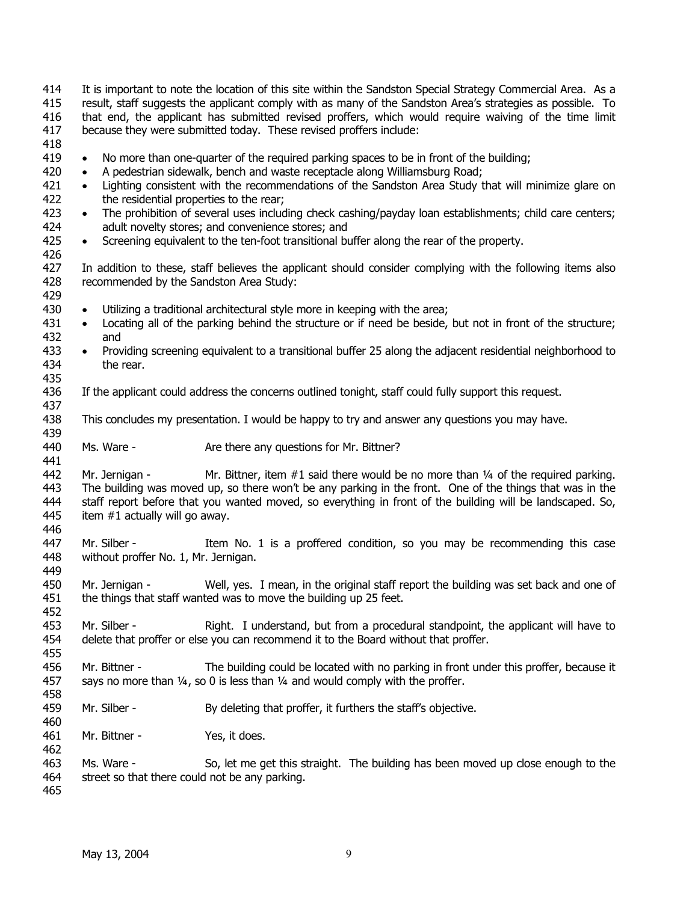It is important to note the location of this site within the Sandston Special Strategy Commercial Area. As a result, staff suggests the applicant comply with as many of the Sandston Area's strategies as possible. To that end, the applicant has submitted revised proffers, which would require waiving of the time limit because they were submitted today. These revised proffers include:

- No more than one-quarter of the required parking spaces to be in front of the building;
- A pedestrian sidewalk, bench and waste receptacle along Williamsburg Road;
- Lighting consistent with the recommendations of the Sandston Area Study that will minimize glare on the residential properties to the rear;
- The prohibition of several uses including check cashing/payday loan establishments; child care centers; adult novelty stores; and convenience stores; and
- Screening equivalent to the ten-foot transitional buffer along the rear of the property.

In addition to these, staff believes the applicant should consider complying with the following items also recommended by the Sandston Area Study:

- Utilizing a traditional architectural style more in keeping with the area;
- Locating all of the parking behind the structure or if need be beside, but not in front of the structure; and
- Providing screening equivalent to a transitional buffer 25 along the adjacent residential neighborhood to the rear.

If the applicant could address the concerns outlined tonight, staff could fully support this request.

This concludes my presentation. I would be happy to try and answer any questions you may have.

Ms. Ware - Are there any questions for Mr. Bittner?

Mr. Jernigan - Mr. Bittner, item #1 said there would be no more than ¼ of the required parking. The building was moved up, so there won't be any parking in the front. One of the things that was in the staff report before that you wanted moved, so everything in front of the building will be landscaped. So, item #1 actually will go away.

Mr. Silber - Item No. 1 is a proffered condition, so you may be recommending this case without proffer No. 1, Mr. Jernigan.

Mr. Jernigan - Well, yes. I mean, in the original staff report the building was set back and one of the things that staff wanted was to move the building up 25 feet.

Mr. Silber - Right. I understand, but from a procedural standpoint, the applicant will have to delete that proffer or else you can recommend it to the Board without that proffer.

Mr. Bittner - The building could be located with no parking in front under this proffer, because it says no more than ¼, so 0 is less than ¼ and would comply with the proffer.

Mr. Silber - By deleting that proffer, it furthers the staff's objective.

Mr. Bittner - Yes, it does.

Ms. Ware - So, let me get this straight. The building has been moved up close enough to the street so that there could not be any parking.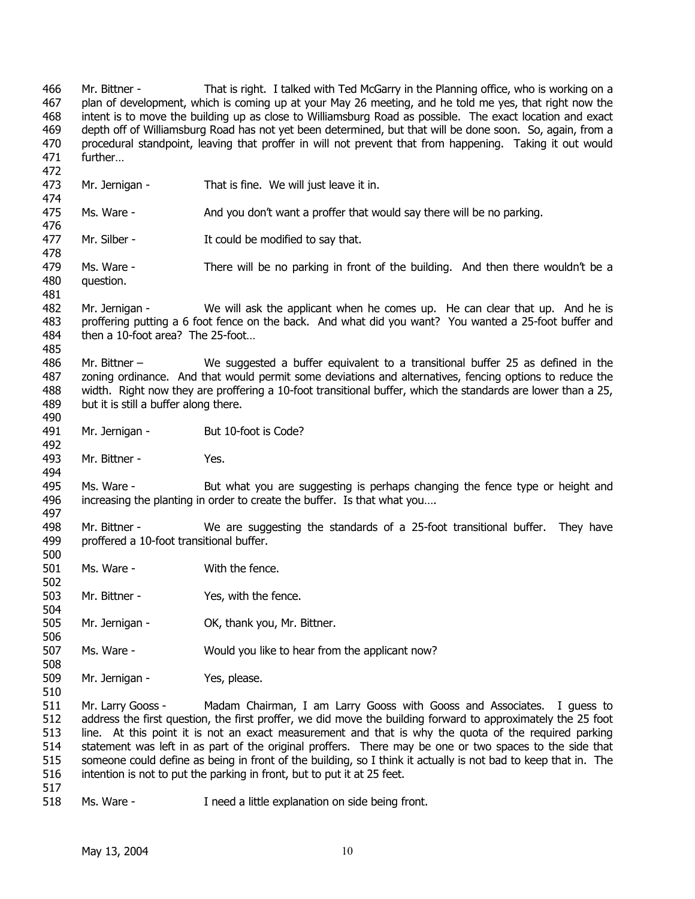466 Mr. Bittner - That is right. I talked with Ted McGarry in the Planning office, who is working on a
467 plan of development, which is coming up at your May 26 meeting, and he told me yes, that right now the
468 intent is to move the building up as close to Williamsburg Road as possible. The exact location and exact
469 depth off of Williamsburg Road has not yet been determined, but that will be done soon. So, again, from a
470 procedural standpoint, leaving that proffer in will not prevent that from happening. Taking it out would
471 further…
472
473 Mr. Jernigan - That is fine. We will just leave it in.
474
475 Ms. Ware - And you don't want a proffer that would say there will be no parking.
476
477 Mr. Silber - It could be modified to say that.
478
479 Ms. Ware - There will be no parking in front of the building. And then there wouldn't be a
480 question.
481
482 Mr. Jernigan - We will ask the applicant when he comes up. He can clear that up. And he is
483 proffering putting a 6 foot fence on the back. And what did you want? You wanted a 25-foot buffer and
484 then a 10-foot area? The 25-foot…
485
486 Mr. Bittner – We suggested a buffer equivalent to a transitional buffer 25 as defined in the
487 zoning ordinance. And that would permit some deviations and alternatives, fencing options to reduce the
488 width. Right now they are proffering a 10-foot transitional buffer, which the standards are lower than a 25,
489 but it is still a buffer along there.
490
491 Mr. Jernigan - But 10-foot is Code?
492
493 Mr. Bittner - Yes.
494
495 Ms. Ware - But what you are suggesting is perhaps changing the fence type or height and
496 increasing the planting in order to create the buffer. Is that what you….
497
498 Mr. Bittner - We are suggesting the standards of a 25-foot transitional buffer. They have
499 proffered a 10-foot transitional buffer.
500
501 Ms. Ware - With the fence.
502
503 Mr. Bittner - Yes, with the fence.
504
505 Mr. Jernigan - OK, thank you, Mr. Bittner.
506
507 Ms. Ware - Would you like to hear from the applicant now?
508
509 Mr. Jernigan - Yes, please.
510
511 Mr. Larry Gooss - Madam Chairman, I am Larry Gooss with Gooss and Associates. I guess to
512 address the first question, the first proffer, we did move the building forward to approximately the 25 foot
513 line. At this point it is not an exact measurement and that is why the quota of the required parking
514 statement was left in as part of the original proffers. There may be one or two spaces to the side that
515 someone could define as being in front of the building, so I think it actually is not bad to keep that in. The
516 intention is not to put the parking in front, but to put it at 25 feet.
517
518 Ms. Ware - I need a little explanation on side being front.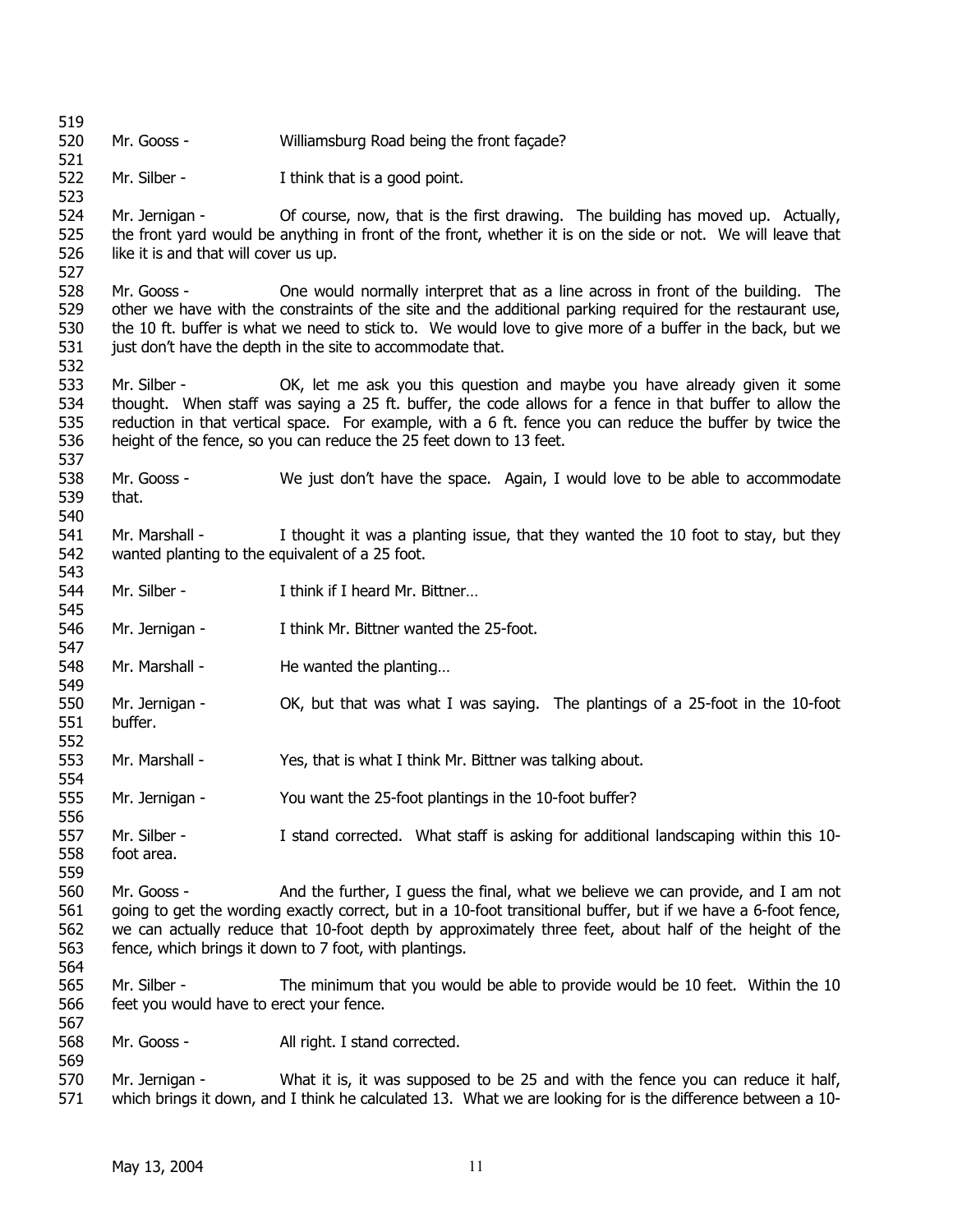Mr. Gooss - Williamsburg Road being the front façade?

Mr. Silber - I think that is a good point.

Mr. Jernigan - Of course, now, that is the first drawing. The building has moved up. Actually, the front yard would be anything in front of the front, whether it is on the side or not. We will leave that like it is and that will cover us up.

Mr. Gooss - One would normally interpret that as a line across in front of the building. The other we have with the constraints of the site and the additional parking required for the restaurant use, the 10 ft. buffer is what we need to stick to. We would love to give more of a buffer in the back, but we just don't have the depth in the site to accommodate that.

Mr. Silber - OK, let me ask you this question and maybe you have already given it some thought. When staff was saying a 25 ft. buffer, the code allows for a fence in that buffer to allow the reduction in that vertical space. For example, with a 6 ft. fence you can reduce the buffer by twice the height of the fence, so you can reduce the 25 feet down to 13 feet.

Mr. Gooss - We just don't have the space. Again, I would love to be able to accommodate that.

Mr. Marshall - I thought it was a planting issue, that they wanted the 10 foot to stay, but they wanted planting to the equivalent of a 25 foot.

Mr. Silber - I think if I heard Mr. Bittner…

Mr. Jernigan - I think Mr. Bittner wanted the 25-foot.

Mr. Marshall - He wanted the planting…

Mr. Jernigan - OK, but that was what I was saying. The plantings of a 25-foot in the 10-foot buffer.

Mr. Marshall - Yes, that is what I think Mr. Bittner was talking about.

Mr. Jernigan - You want the 25-foot plantings in the 10-foot buffer?

Mr. Silber - I stand corrected. What staff is asking for additional landscaping within this 10-foot area.

Mr. Gooss - And the further, I guess the final, what we believe we can provide, and I am not going to get the wording exactly correct, but in a 10-foot transitional buffer, but if we have a 6-foot fence, we can actually reduce that 10-foot depth by approximately three feet, about half of the height of the fence, which brings it down to 7 foot, with plantings.

Mr. Silber - The minimum that you would be able to provide would be 10 feet. Within the 10 feet you would have to erect your fence.

Mr. Gooss - All right. I stand corrected.

Mr. Jernigan - What it is, it was supposed to be 25 and with the fence you can reduce it half, which brings it down, and I think he calculated 13. What we are looking for is the difference between a 10-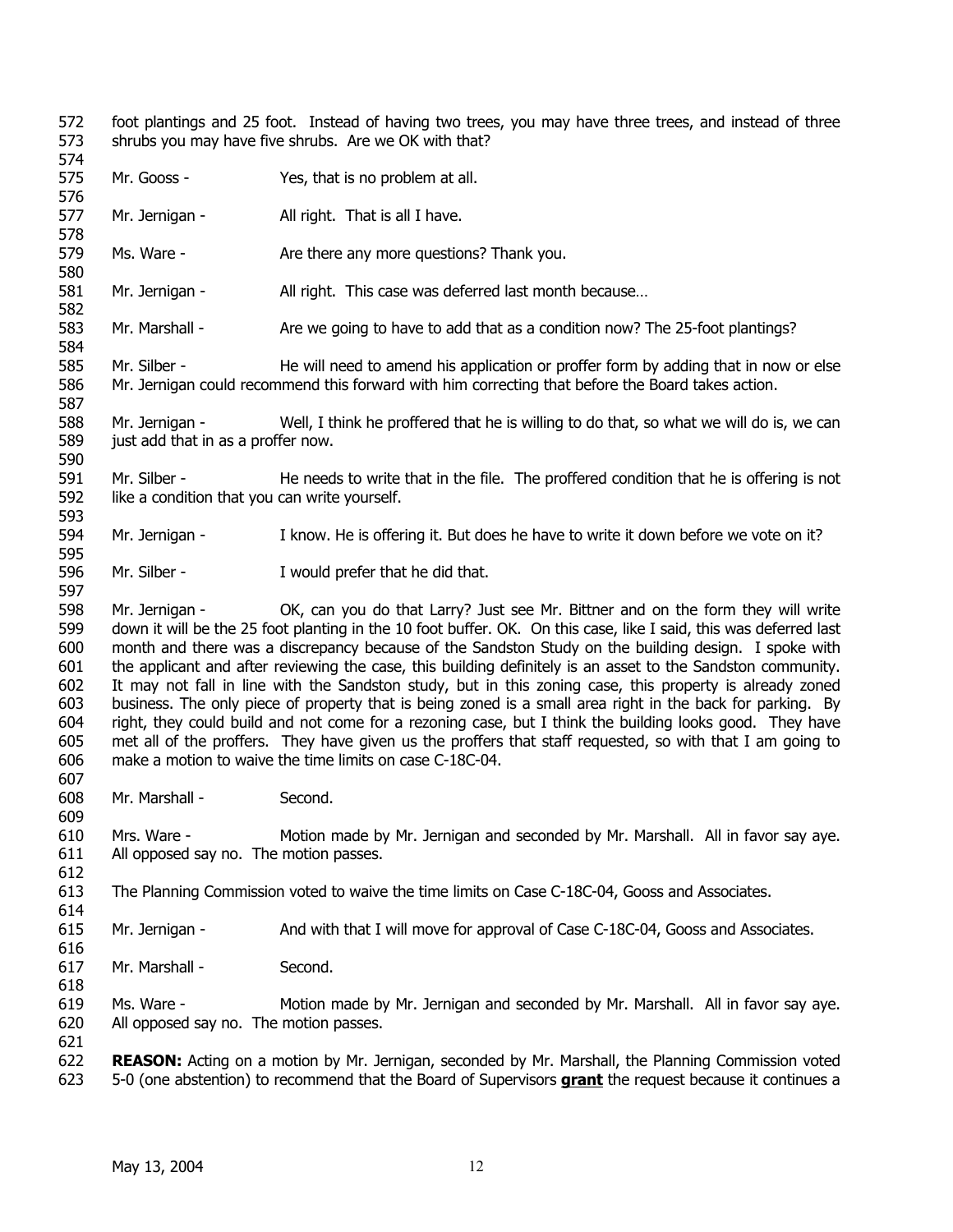foot plantings and 25 foot. Instead of having two trees, you may have three trees, and instead of three shrubs you may have five shrubs. Are we OK with that?

Mr. Gooss - Yes, that is no problem at all.

Mr. Jernigan - All right. That is all I have.

Ms. Ware - Are there any more questions? Thank you.

Mr. Jernigan - All right. This case was deferred last month because…

Mr. Marshall - Are we going to have to add that as a condition now? The 25-foot plantings?

Mr. Silber - He will need to amend his application or proffer form by adding that in now or else Mr. Jernigan could recommend this forward with him correcting that before the Board takes action.

Mr. Jernigan - Well, I think he proffered that he is willing to do that, so what we will do is, we can just add that in as a proffer now.

Mr. Silber - He needs to write that in the file. The proffered condition that he is offering is not like a condition that you can write yourself.

Mr. Jernigan - I know. He is offering it. But does he have to write it down before we vote on it?

Mr. Silber - I would prefer that he did that.

Mr. Jernigan - OK, can you do that Larry? Just see Mr. Bittner and on the form they will write down it will be the 25 foot planting in the 10 foot buffer. OK. On this case, like I said, this was deferred last month and there was a discrepancy because of the Sandston Study on the building design. I spoke with the applicant and after reviewing the case, this building definitely is an asset to the Sandston community. It may not fall in line with the Sandston study, but in this zoning case, this property is already zoned business. The only piece of property that is being zoned is a small area right in the back for parking. By right, they could build and not come for a rezoning case, but I think the building looks good. They have met all of the proffers. They have given us the proffers that staff requested, so with that I am going to make a motion to waive the time limits on case C-18C-04.

Mr. Marshall - Second.

Mrs. Ware - Motion made by Mr. Jernigan and seconded by Mr. Marshall. All in favor say aye. All opposed say no. The motion passes.

The Planning Commission voted to waive the time limits on Case C-18C-04, Gooss and Associates.

Mr. Jernigan - And with that I will move for approval of Case C-18C-04, Gooss and Associates.

Mr. Marshall - Second.

Ms. Ware - Motion made by Mr. Jernigan and seconded by Mr. Marshall. All in favor say aye. All opposed say no. The motion passes.

**REASON:** Acting on a motion by Mr. Jernigan, seconded by Mr. Marshall, the Planning Commission voted 5-0 (one abstention) to recommend that the Board of Supervisors **grant** the request because it continues a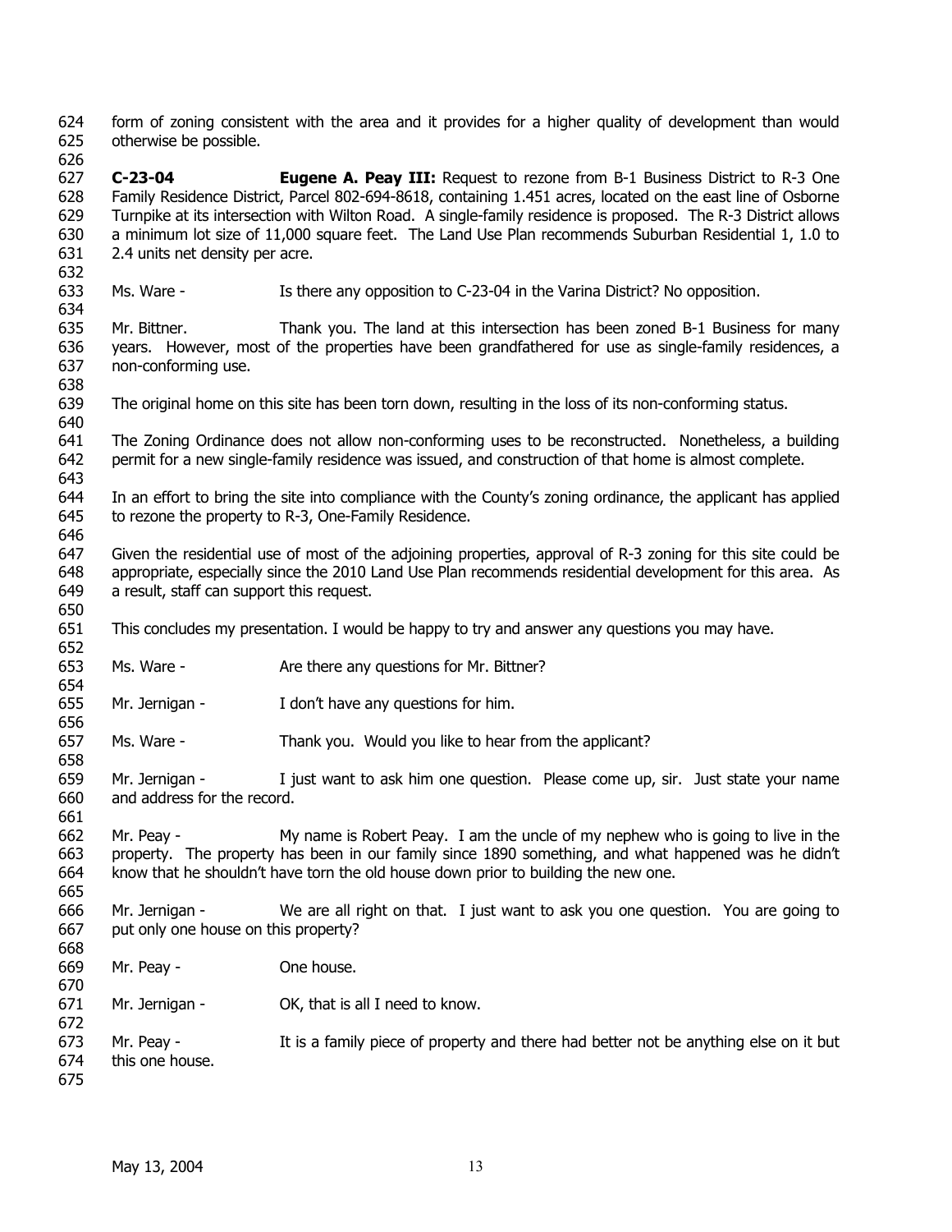form of zoning consistent with the area and it provides for a higher quality of development than would otherwise be possible.

**C-23-04** **Eugene A. Peay III:** Request to rezone from B-1 Business District to R-3 One Family Residence District, Parcel 802-694-8618, containing 1.451 acres, located on the east line of Osborne Turnpike at its intersection with Wilton Road. A single-family residence is proposed. The R-3 District allows a minimum lot size of 11,000 square feet. The Land Use Plan recommends Suburban Residential 1, 1.0 to 2.4 units net density per acre.

Ms. Ware - Is there any opposition to C-23-04 in the Varina District? No opposition.

Mr. Bittner. Thank you. The land at this intersection has been zoned B-1 Business for many years. However, most of the properties have been grandfathered for use as single-family residences, a non-conforming use.

The original home on this site has been torn down, resulting in the loss of its non-conforming status.

The Zoning Ordinance does not allow non-conforming uses to be reconstructed. Nonetheless, a building permit for a new single-family residence was issued, and construction of that home is almost complete.

In an effort to bring the site into compliance with the County's zoning ordinance, the applicant has applied to rezone the property to R-3, One-Family Residence.

Given the residential use of most of the adjoining properties, approval of R-3 zoning for this site could be appropriate, especially since the 2010 Land Use Plan recommends residential development for this area. As a result, staff can support this request.

This concludes my presentation. I would be happy to try and answer any questions you may have.

Ms. Ware - Are there any questions for Mr. Bittner?

Mr. Jernigan - I don't have any questions for him.

Ms. Ware - Thank you. Would you like to hear from the applicant?

Mr. Jernigan - I just want to ask him one question. Please come up, sir. Just state your name and address for the record.

Mr. Peay - My name is Robert Peay. I am the uncle of my nephew who is going to live in the property. The property has been in our family since 1890 something, and what happened was he didn't know that he shouldn't have torn the old house down prior to building the new one.

Mr. Jernigan - We are all right on that. I just want to ask you one question. You are going to put only one house on this property?

Mr. Peay - One house.

Mr. Jernigan - OK, that is all I need to know.

Mr. Peay - It is a family piece of property and there had better not be anything else on it but this one house.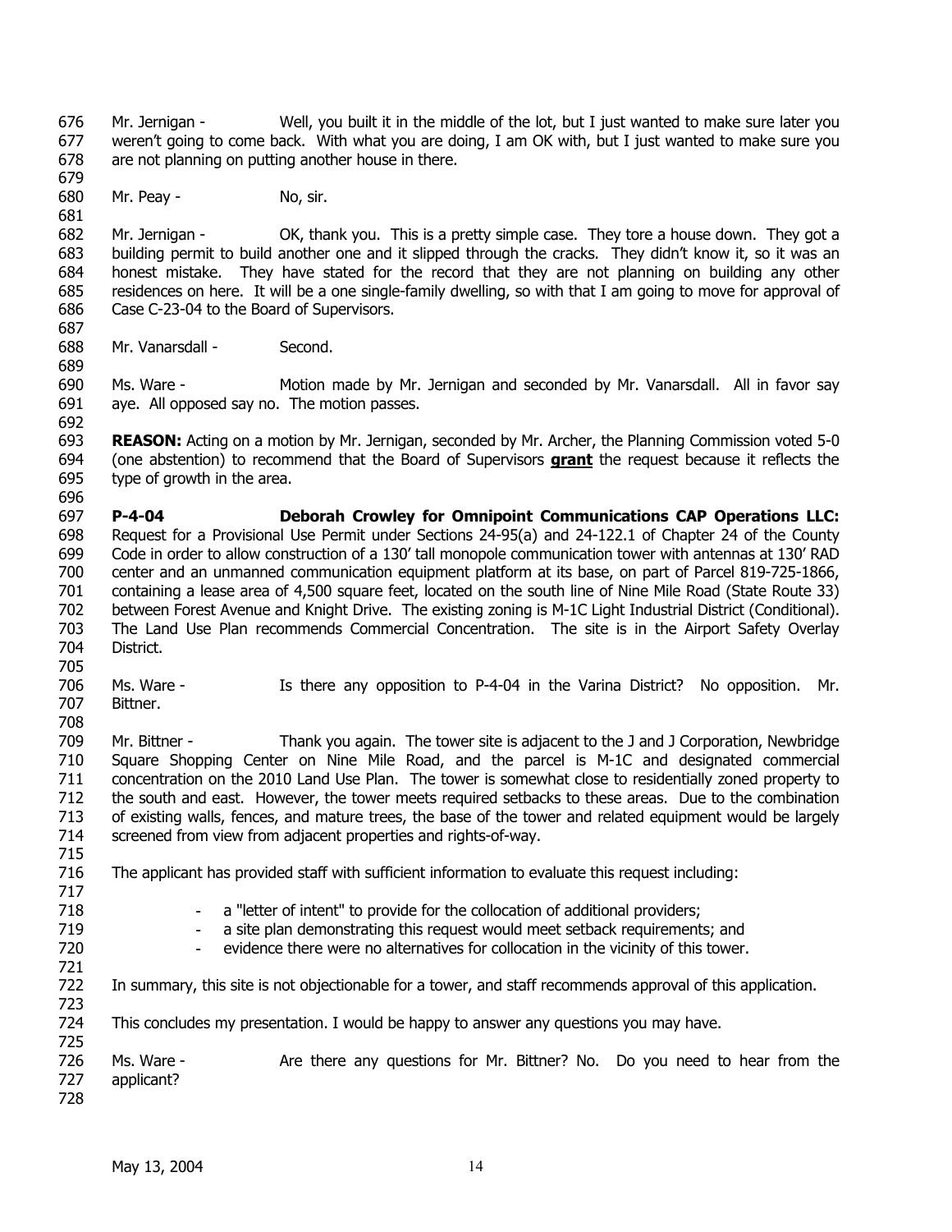Mr. Jernigan - Well, you built it in the middle of the lot, but I just wanted to make sure later you weren't going to come back. With what you are doing, I am OK with, but I just wanted to make sure you are not planning on putting another house in there.

Mr. Peay - No, sir.

Mr. Jernigan - OK, thank you. This is a pretty simple case. They tore a house down. They got a building permit to build another one and it slipped through the cracks. They didn't know it, so it was an honest mistake. They have stated for the record that they are not planning on building any other residences on here. It will be a one single-family dwelling, so with that I am going to move for approval of Case C-23-04 to the Board of Supervisors.

Mr. Vanarsdall - Second.

Ms. Ware - Motion made by Mr. Jernigan and seconded by Mr. Vanarsdall. All in favor say aye. All opposed say no. The motion passes.

**REASON:** Acting on a motion by Mr. Jernigan, seconded by Mr. Archer, the Planning Commission voted 5-0 (one abstention) to recommend that the Board of Supervisors **grant** the request because it reflects the type of growth in the area.

**P-4-04 Deborah Crowley for Omnipoint Communications CAP Operations LLC:** Request for a Provisional Use Permit under Sections 24-95(a) and 24-122.1 of Chapter 24 of the County Code in order to allow construction of a 130' tall monopole communication tower with antennas at 130' RAD center and an unmanned communication equipment platform at its base, on part of Parcel 819-725-1866, containing a lease area of 4,500 square feet, located on the south line of Nine Mile Road (State Route 33) between Forest Avenue and Knight Drive. The existing zoning is M-1C Light Industrial District (Conditional). The Land Use Plan recommends Commercial Concentration. The site is in the Airport Safety Overlay District.

Ms. Ware - Is there any opposition to P-4-04 in the Varina District? No opposition. Mr. Bittner.

Mr. Bittner - Thank you again. The tower site is adjacent to the J and J Corporation, Newbridge Square Shopping Center on Nine Mile Road, and the parcel is M-1C and designated commercial concentration on the 2010 Land Use Plan. The tower is somewhat close to residentially zoned property to the south and east. However, the tower meets required setbacks to these areas. Due to the combination of existing walls, fences, and mature trees, the base of the tower and related equipment would be largely screened from view from adjacent properties and rights-of-way.

The applicant has provided staff with sufficient information to evaluate this request including:

- a "letter of intent" to provide for the collocation of additional providers;
- a site plan demonstrating this request would meet setback requirements; and
- evidence there were no alternatives for collocation in the vicinity of this tower.

In summary, this site is not objectionable for a tower, and staff recommends approval of this application.

This concludes my presentation. I would be happy to answer any questions you may have.

Ms. Ware - Are there any questions for Mr. Bittner? No. Do you need to hear from the applicant?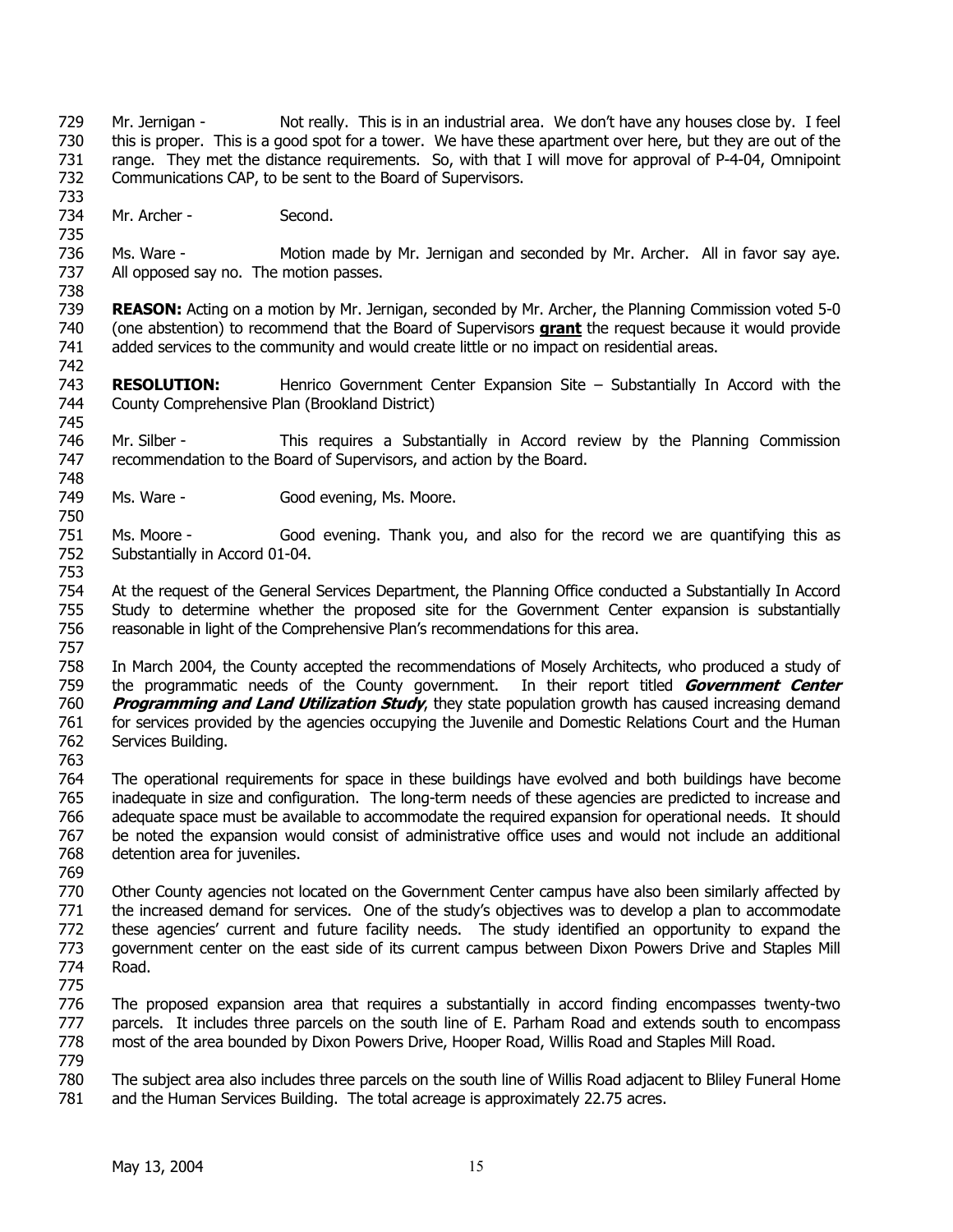Mr. Jernigan - Not really. This is in an industrial area. We don't have any houses close by. I feel this is proper. This is a good spot for a tower. We have these apartment over here, but they are out of the range. They met the distance requirements. So, with that I will move for approval of P-4-04, Omnipoint Communications CAP, to be sent to the Board of Supervisors.

Mr. Archer - Second.

Ms. Ware - Motion made by Mr. Jernigan and seconded by Mr. Archer. All in favor say aye. All opposed say no. The motion passes.

**REASON:** Acting on a motion by Mr. Jernigan, seconded by Mr. Archer, the Planning Commission voted 5-0 (one abstention) to recommend that the Board of Supervisors **grant** the request because it would provide added services to the community and would create little or no impact on residential areas.

**RESOLUTION:** Henrico Government Center Expansion Site – Substantially In Accord with the County Comprehensive Plan (Brookland District)

Mr. Silber - This requires a Substantially in Accord review by the Planning Commission recommendation to the Board of Supervisors, and action by the Board.

Ms. Ware - Good evening, Ms. Moore.

Ms. Moore - Good evening. Thank you, and also for the record we are quantifying this as Substantially in Accord 01-04.

At the request of the General Services Department, the Planning Office conducted a Substantially In Accord Study to determine whether the proposed site for the Government Center expansion is substantially reasonable in light of the Comprehensive Plan's recommendations for this area.

In March 2004, the County accepted the recommendations of Mosely Architects, who produced a study of the programmatic needs of the County government. In their report titled ***Government Center Programming and Land Utilization Study***, they state population growth has caused increasing demand for services provided by the agencies occupying the Juvenile and Domestic Relations Court and the Human Services Building.

The operational requirements for space in these buildings have evolved and both buildings have become inadequate in size and configuration. The long-term needs of these agencies are predicted to increase and adequate space must be available to accommodate the required expansion for operational needs. It should be noted the expansion would consist of administrative office uses and would not include an additional detention area for juveniles.

Other County agencies not located on the Government Center campus have also been similarly affected by the increased demand for services. One of the study's objectives was to develop a plan to accommodate these agencies' current and future facility needs. The study identified an opportunity to expand the government center on the east side of its current campus between Dixon Powers Drive and Staples Mill Road.

The proposed expansion area that requires a substantially in accord finding encompasses twenty-two parcels. It includes three parcels on the south line of E. Parham Road and extends south to encompass most of the area bounded by Dixon Powers Drive, Hooper Road, Willis Road and Staples Mill Road.

The subject area also includes three parcels on the south line of Willis Road adjacent to Bliley Funeral Home and the Human Services Building. The total acreage is approximately 22.75 acres.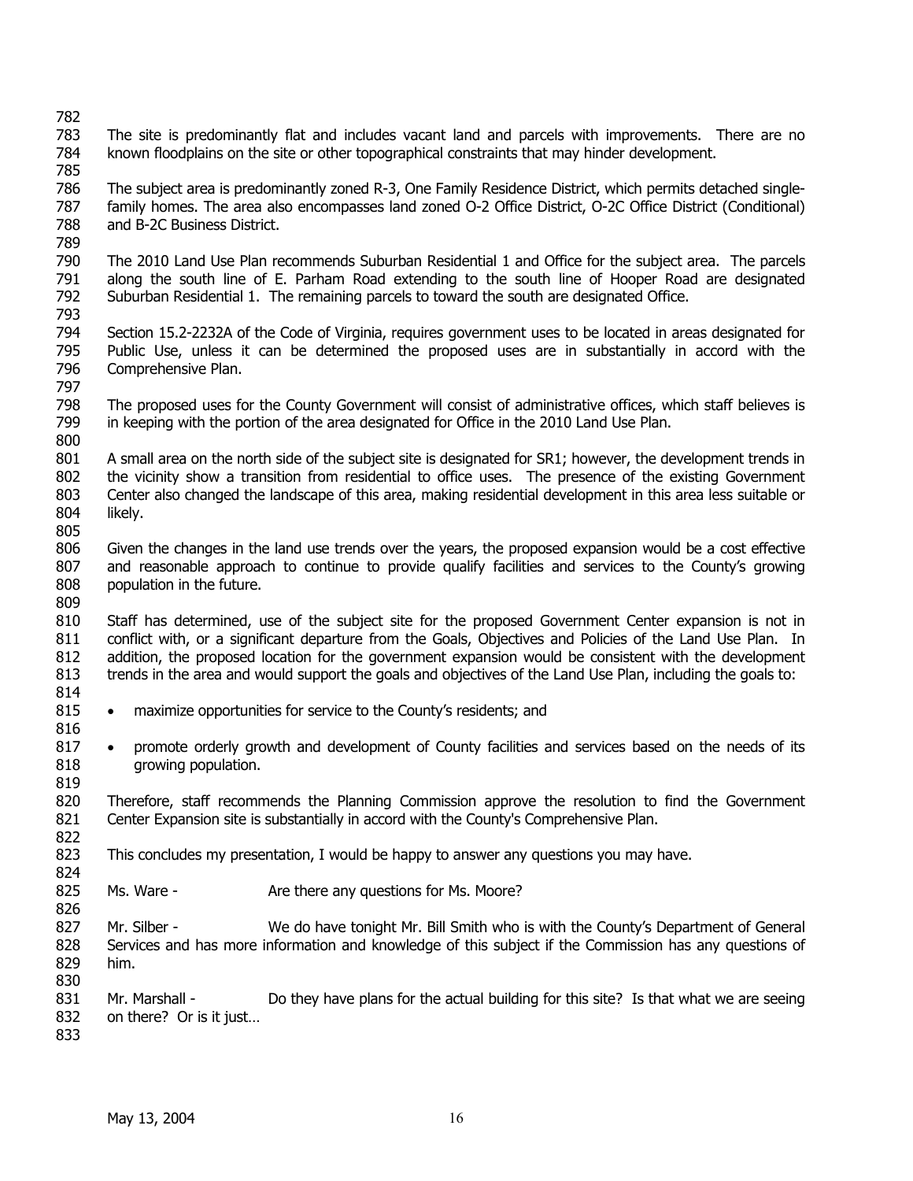The site is predominantly flat and includes vacant land and parcels with improvements. There are no known floodplains on the site or other topographical constraints that may hinder development.

The subject area is predominantly zoned R-3, One Family Residence District, which permits detached single-family homes. The area also encompasses land zoned O-2 Office District, O-2C Office District (Conditional) and B-2C Business District.

The 2010 Land Use Plan recommends Suburban Residential 1 and Office for the subject area. The parcels along the south line of E. Parham Road extending to the south line of Hooper Road are designated Suburban Residential 1. The remaining parcels to toward the south are designated Office.

Section 15.2-2232A of the Code of Virginia, requires government uses to be located in areas designated for Public Use, unless it can be determined the proposed uses are in substantially in accord with the Comprehensive Plan.

The proposed uses for the County Government will consist of administrative offices, which staff believes is in keeping with the portion of the area designated for Office in the 2010 Land Use Plan.

A small area on the north side of the subject site is designated for SR1; however, the development trends in the vicinity show a transition from residential to office uses. The presence of the existing Government Center also changed the landscape of this area, making residential development in this area less suitable or likely.

Given the changes in the land use trends over the years, the proposed expansion would be a cost effective and reasonable approach to continue to provide qualify facilities and services to the County's growing population in the future.

Staff has determined, use of the subject site for the proposed Government Center expansion is not in conflict with, or a significant departure from the Goals, Objectives and Policies of the Land Use Plan. In addition, the proposed location for the government expansion would be consistent with the development trends in the area and would support the goals and objectives of the Land Use Plan, including the goals to:

- maximize opportunities for service to the County's residents; and

- promote orderly growth and development of County facilities and services based on the needs of its growing population.

Therefore, staff recommends the Planning Commission approve the resolution to find the Government Center Expansion site is substantially in accord with the County's Comprehensive Plan.

This concludes my presentation, I would be happy to answer any questions you may have.

Ms. Ware - Are there any questions for Ms. Moore?

Mr. Silber - We do have tonight Mr. Bill Smith who is with the County's Department of General Services and has more information and knowledge of this subject if the Commission has any questions of him.

Mr. Marshall - Do they have plans for the actual building for this site? Is that what we are seeing on there? Or is it just…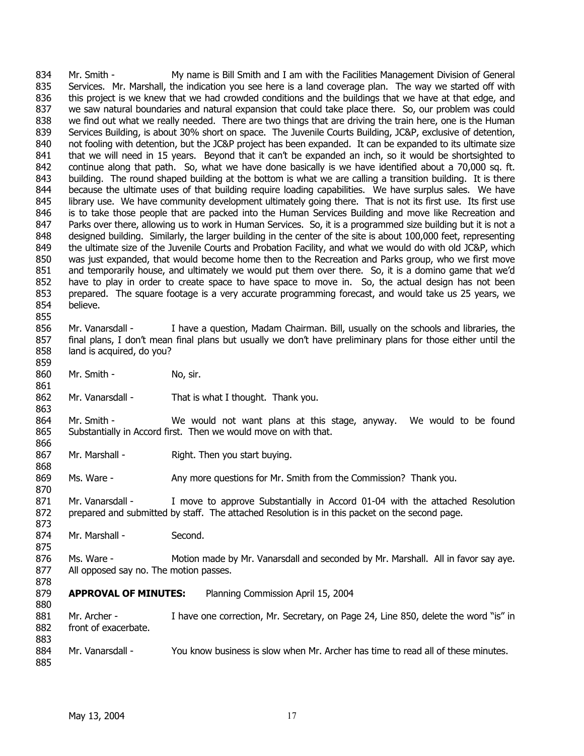Mr. Smith - My name is Bill Smith and I am with the Facilities Management Division of General Services. Mr. Marshall, the indication you see here is a land coverage plan. The way we started off with this project is we knew that we had crowded conditions and the buildings that we have at that edge, and we saw natural boundaries and natural expansion that could take place there. So, our problem was could we find out what we really needed. There are two things that are driving the train here, one is the Human Services Building, is about 30% short on space. The Juvenile Courts Building, JC&P, exclusive of detention, not fooling with detention, but the JC&P project has been expanded. It can be expanded to its ultimate size that we will need in 15 years. Beyond that it can't be expanded an inch, so it would be shortsighted to continue along that path. So, what we have done basically is we have identified about a 70,000 sq. ft. building. The round shaped building at the bottom is what we are calling a transition building. It is there because the ultimate uses of that building require loading capabilities. We have surplus sales. We have library use. We have community development ultimately going there. That is not its first use. Its first use is to take those people that are packed into the Human Services Building and move like Recreation and Parks over there, allowing us to work in Human Services. So, it is a programmed size building but it is not a designed building. Similarly, the larger building in the center of the site is about 100,000 feet, representing the ultimate size of the Juvenile Courts and Probation Facility, and what we would do with old JC&P, which was just expanded, that would become home then to the Recreation and Parks group, who we first move and temporarily house, and ultimately we would put them over there. So, it is a domino game that we'd have to play in order to create space to have space to move in. So, the actual design has not been prepared. The square footage is a very accurate programming forecast, and would take us 25 years, we believe.

Mr. Vanarsdall - I have a question, Madam Chairman. Bill, usually on the schools and libraries, the final plans, I don't mean final plans but usually we don't have preliminary plans for those either until the land is acquired, do you?

Mr. Smith - No, sir.

Mr. Vanarsdall - That is what I thought. Thank you.

Mr. Smith - We would not want plans at this stage, anyway. We would to be found Substantially in Accord first. Then we would move on with that.

Mr. Marshall - Right. Then you start buying.

Ms. Ware - Any more questions for Mr. Smith from the Commission? Thank you.

Mr. Vanarsdall - I move to approve Substantially in Accord 01-04 with the attached Resolution prepared and submitted by staff. The attached Resolution is in this packet on the second page.

Mr. Marshall - Second.

Ms. Ware - Motion made by Mr. Vanarsdall and seconded by Mr. Marshall. All in favor say aye. All opposed say no. The motion passes.

**APPROVAL OF MINUTES:** Planning Commission April 15, 2004

Mr. Archer - I have one correction, Mr. Secretary, on Page 24, Line 850, delete the word "is" in front of exacerbate.

Mr. Vanarsdall - You know business is slow when Mr. Archer has time to read all of these minutes.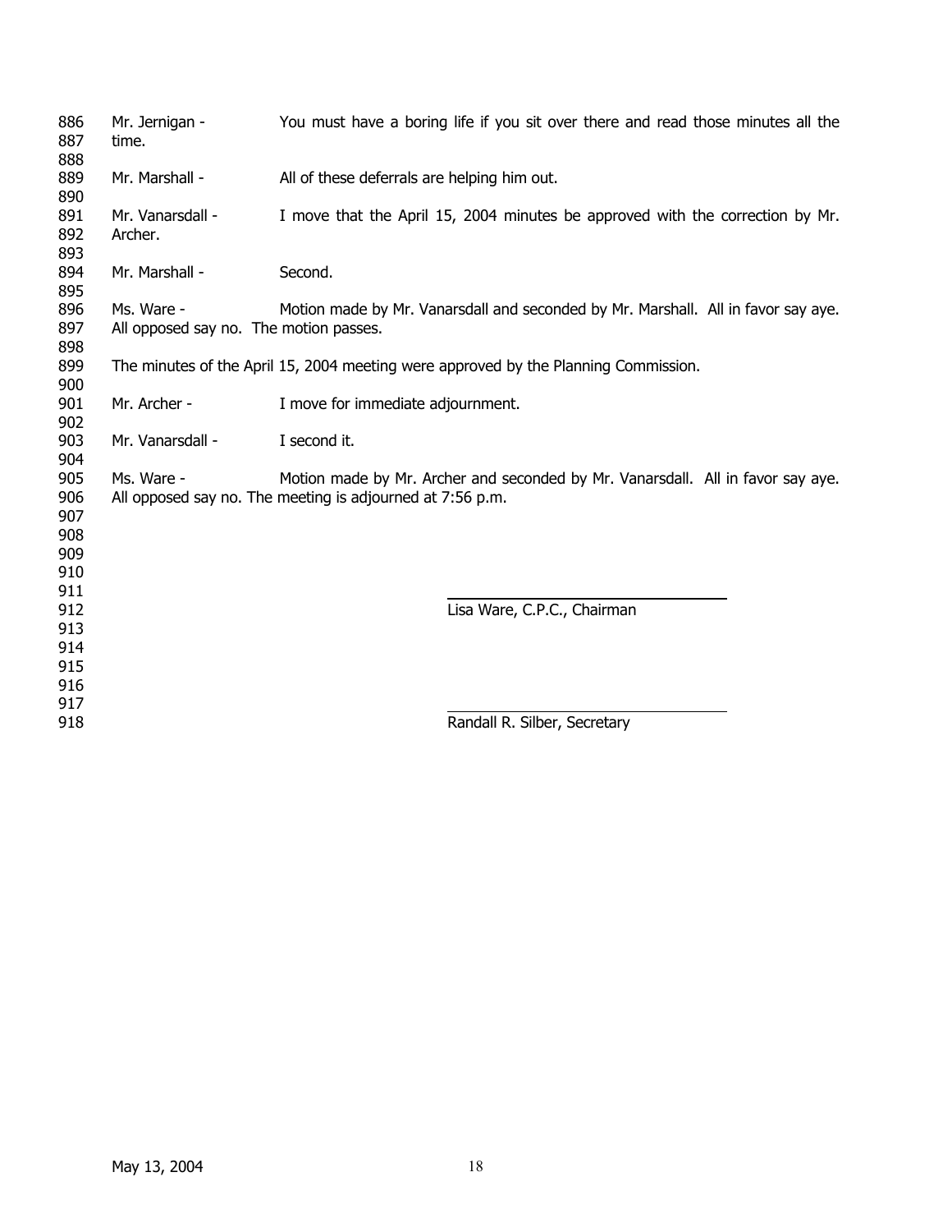Mr. Jernigan - You must have a boring life if you sit over there and read those minutes all the time.

Mr. Marshall - All of these deferrals are helping him out.

Mr. Vanarsdall - I move that the April 15, 2004 minutes be approved with the correction by Mr. Archer.

Mr. Marshall - Second.

Ms. Ware - Motion made by Mr. Vanarsdall and seconded by Mr. Marshall. All in favor say aye. All opposed say no. The motion passes.

The minutes of the April 15, 2004 meeting were approved by the Planning Commission.

Mr. Archer - I move for immediate adjournment.

Mr. Vanarsdall - I second it.

Ms. Ware - Motion made by Mr. Archer and seconded by Mr. Vanarsdall. All in favor say aye. All opposed say no. The meeting is adjourned at 7:56 p.m.

Lisa Ware, C.P.C., Chairman

Randall R. Silber, Secretary